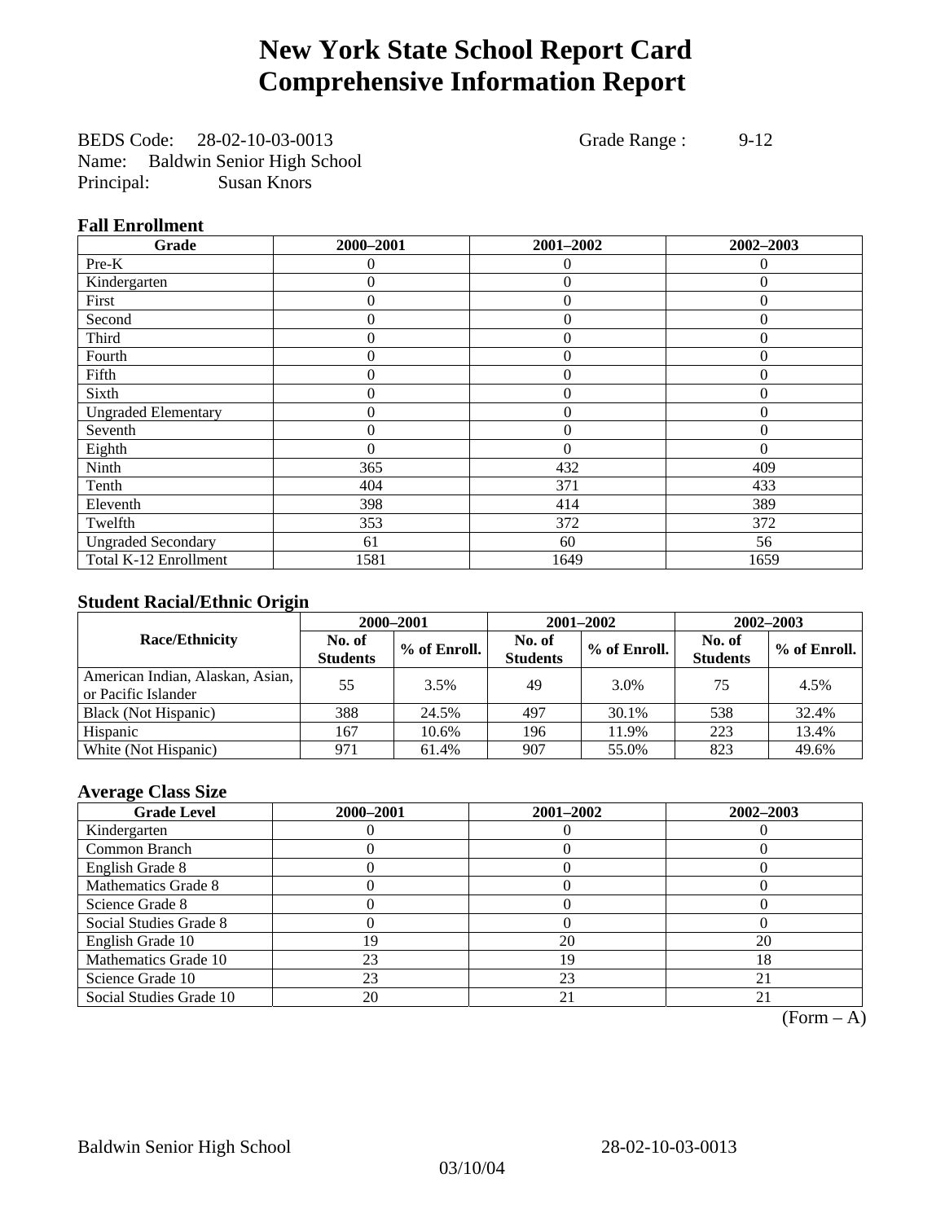# New York State School Report Card
# Comprehensive Information Report

BEDS Code: 28-02-10-03-0013 Grade Range : 9-12
Name: Baldwin Senior High School
Principal: Susan Knors

### Fall Enrollment

| Grade | 2000–2001 | 2001–2002 | 2002–2003 |
|---|---|---|---|
| Pre-K | 0 | 0 | 0 |
| Kindergarten | 0 | 0 | 0 |
| First | 0 | 0 | 0 |
| Second | 0 | 0 | 0 |
| Third | 0 | 0 | 0 |
| Fourth | 0 | 0 | 0 |
| Fifth | 0 | 0 | 0 |
| Sixth | 0 | 0 | 0 |
| Ungraded Elementary | 0 | 0 | 0 |
| Seventh | 0 | 0 | 0 |
| Eighth | 0 | 0 | 0 |
| Ninth | 365 | 432 | 409 |
| Tenth | 404 | 371 | 433 |
| Eleventh | 398 | 414 | 389 |
| Twelfth | 353 | 372 | 372 |
| Ungraded Secondary | 61 | 60 | 56 |
| Total K-12 Enrollment | 1581 | 1649 | 1659 |

### Student Racial/Ethnic Origin

| Race/Ethnicity | 2000–2001 | | 2001–2002 | | 2002–2003 | |
|---|---|---|---|---|---|---|
| | No. of Students | % of Enroll. | No. of Students | % of Enroll. | No. of Students | % of Enroll. |
| American Indian, Alaskan, Asian, or Pacific Islander | 55 | 3.5% | 49 | 3.0% | 75 | 4.5% |
| Black (Not Hispanic) | 388 | 24.5% | 497 | 30.1% | 538 | 32.4% |
| Hispanic | 167 | 10.6% | 196 | 11.9% | 223 | 13.4% |
| White (Not Hispanic) | 971 | 61.4% | 907 | 55.0% | 823 | 49.6% |

### Average Class Size

| Grade Level | 2000–2001 | 2001–2002 | 2002–2003 |
|---|---|---|---|
| Kindergarten | 0 | 0 | 0 |
| Common Branch | 0 | 0 | 0 |
| English Grade 8 | 0 | 0 | 0 |
| Mathematics Grade 8 | 0 | 0 | 0 |
| Science Grade 8 | 0 | 0 | 0 |
| Social Studies Grade 8 | 0 | 0 | 0 |
| English Grade 10 | 19 | 20 | 20 |
| Mathematics Grade 10 | 23 | 19 | 18 |
| Science Grade 10 | 23 | 23 | 21 |
| Social Studies Grade 10 | 20 | 21 | 21 |

(Form – A)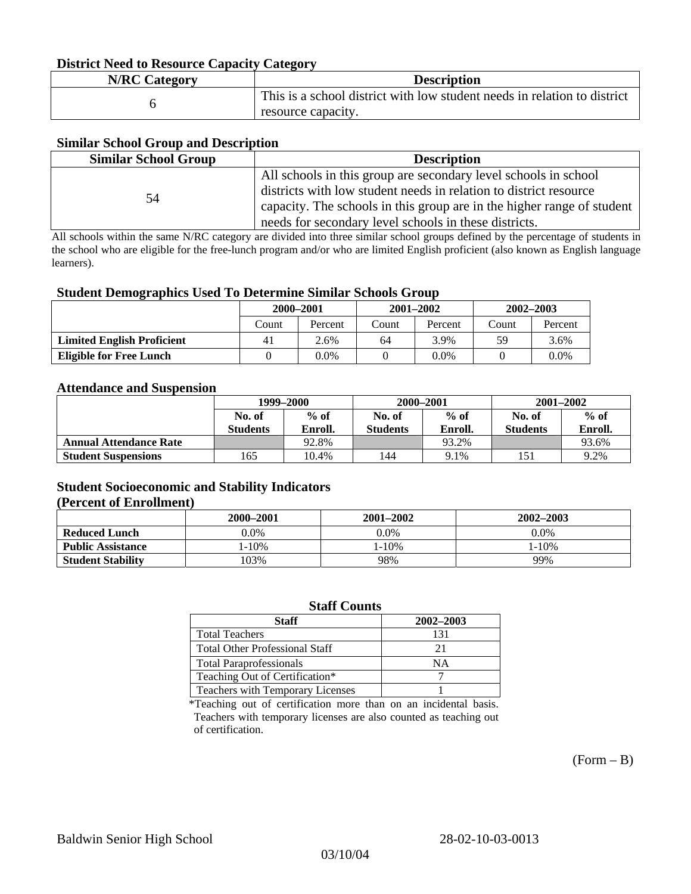### District Need to Resource Capacity Category

| N/RC Category | Description |
|---|---|
| 6 | This is a school district with low student needs in relation to district resource capacity. |

### Similar School Group and Description

| Similar School Group | Description |
|---|---|
| 54 | All schools in this group are secondary level schools in school districts with low student needs in relation to district resource capacity. The schools in this group are in the higher range of student needs for secondary level schools in these districts. |

All schools within the same N/RC category are divided into three similar school groups defined by the percentage of students in the school who are eligible for the free-lunch program and/or who are limited English proficient (also known as English language learners).

### Student Demographics Used To Determine Similar Schools Group

| | 2000–2001 | | 2001–2002 | | 2002–2003 | |
|---|---|---|---|---|---|---|
| | Count | Percent | Count | Percent | Count | Percent |
| **Limited English Proficient** | 41 | 2.6% | 64 | 3.9% | 59 | 3.6% |
| **Eligible for Free Lunch** | 0 | 0.0% | 0 | 0.0% | 0 | 0.0% |

### Attendance and Suspension

| | 1999–2000 | | 2000–2001 | | 2001–2002 | |
|---|---|---|---|---|---|---|
| | No. of Students | % of Enroll. | No. of Students | % of Enroll. | No. of Students | % of Enroll. |
| **Annual Attendance Rate** | | 92.8% | | 93.2% | | 93.6% |
| **Student Suspensions** | 165 | 10.4% | 144 | 9.1% | 151 | 9.2% |

### Student Socioeconomic and Stability Indicators (Percent of Enrollment)

| | 2000–2001 | 2001–2002 | 2002–2003 |
|---|---|---|---|
| **Reduced Lunch** | 0.0% | 0.0% | 0.0% |
| **Public Assistance** | 1-10% | 1-10% | 1-10% |
| **Student Stability** | 103% | 98% | 99% |

### Staff Counts

| Staff | 2002–2003 |
|---|---|
| Total Teachers | 131 |
| Total Other Professional Staff | 21 |
| Total Paraprofessionals | NA |
| Teaching Out of Certification* | 7 |
| Teachers with Temporary Licenses | 1 |

*Teaching out of certification more than on an incidental basis. Teachers with temporary licenses are also counted as teaching out of certification.

(Form – B)

Baldwin Senior High School 28-02-10-03-0013

03/10/04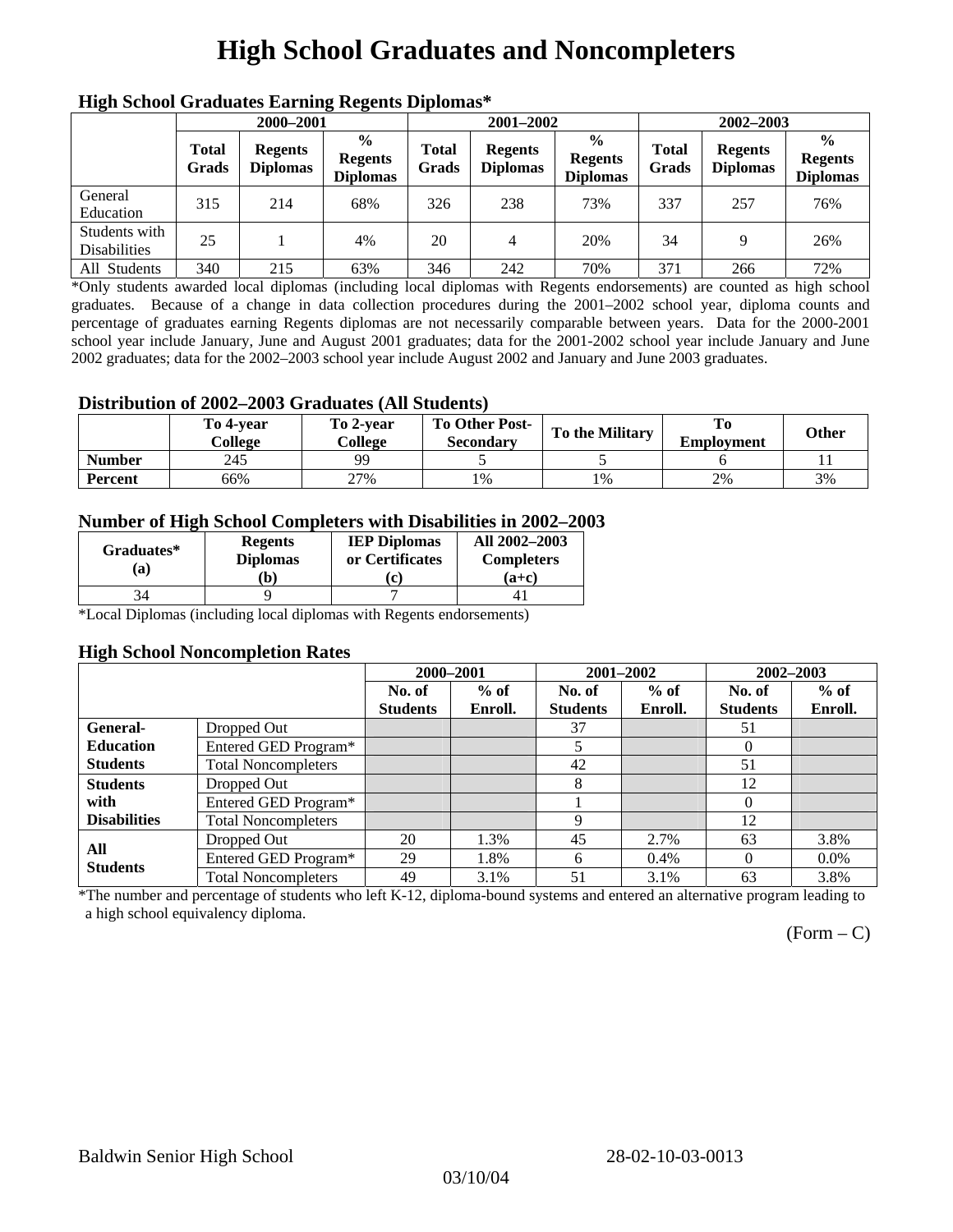# High School Graduates and Noncompleters

### High School Graduates Earning Regents Diplomas*

| | 2000–2001 | | | 2001–2002 | | | 2002–2003 | | |
|---|---|---|---|---|---|---|---|---|---|
| | Total Grads | Regents Diplomas | % Regents Diplomas | Total Grads | Regents Diplomas | % Regents Diplomas | Total Grads | Regents Diplomas | % Regents Diplomas |
| General Education | 315 | 214 | 68% | 326 | 238 | 73% | 337 | 257 | 76% |
| Students with Disabilities | 25 | 1 | 4% | 20 | 4 | 20% | 34 | 9 | 26% |
| All Students | 340 | 215 | 63% | 346 | 242 | 70% | 371 | 266 | 72% |

*Only students awarded local diplomas (including local diplomas with Regents endorsements) are counted as high school graduates. Because of a change in data collection procedures during the 2001–2002 school year, diploma counts and percentage of graduates earning Regents diplomas are not necessarily comparable between years. Data for the 2000-2001 school year include January, June and August 2001 graduates; data for the 2001-2002 school year include January and June 2002 graduates; data for the 2002–2003 school year include August 2002 and January and June 2003 graduates.

### Distribution of 2002–2003 Graduates (All Students)

| | To 4-year College | To 2-year College | To Other Post-Secondary | To the Military | To Employment | Other |
|---|---|---|---|---|---|---|
| Number | 245 | 99 | 5 | 5 | 6 | 11 |
| Percent | 66% | 27% | 1% | 1% | 2% | 3% |

### Number of High School Completers with Disabilities in 2002–2003

| Graduates* (a) | Regents Diplomas (b) | IEP Diplomas or Certificates (c) | All 2002–2003 Completers (a+c) |
|---|---|---|---|
| 34 | 9 | 7 | 41 |

*Local Diplomas (including local diplomas with Regents endorsements)

### High School Noncompletion Rates

| | | 2000–2001 | | 2001–2002 | | 2002–2003 | |
|---|---|---|---|---|---|---|---|
| | | No. of Students | % of Enroll. | No. of Students | % of Enroll. | No. of Students | % of Enroll. |
| General-Education Students | Dropped Out | | | 37 | | 51 | |
| | Entered GED Program* | | | 5 | | 0 | |
| | Total Noncompleters | | | 42 | | 51 | |
| Students with Disabilities | Dropped Out | | | 8 | | 12 | |
| | Entered GED Program* | | | 1 | | 0 | |
| | Total Noncompleters | | | 9 | | 12 | |
| All Students | Dropped Out | 20 | 1.3% | 45 | 2.7% | 63 | 3.8% |
| | Entered GED Program* | 29 | 1.8% | 6 | 0.4% | 0 | 0.0% |
| | Total Noncompleters | 49 | 3.1% | 51 | 3.1% | 63 | 3.8% |

*The number and percentage of students who left K-12, diploma-bound systems and entered an alternative program leading to a high school equivalency diploma.

(Form – C)

Baldwin Senior High School 28-02-10-03-0013

03/10/04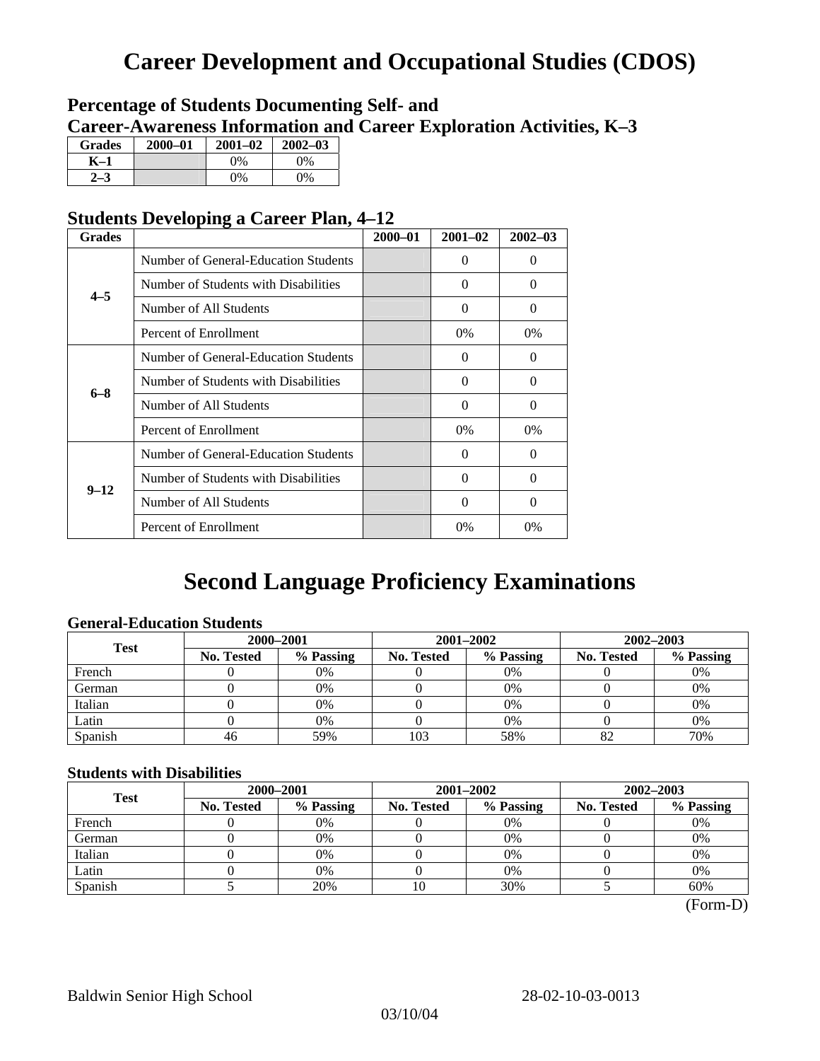# Career Development and Occupational Studies (CDOS)

### Percentage of Students Documenting Self- and Career-Awareness Information and Career Exploration Activities, K–3

| Grades | 2000–01 | 2001–02 | 2002–03 |
|---|---|---|---|
| K–1 | | 0% | 0% |
| 2–3 | | 0% | 0% |

### Students Developing a Career Plan, 4–12

| Grades | | 2000–01 | 2001–02 | 2002–03 |
|---|---|---|---|---|
| 4–5 | Number of General-Education Students | | 0 | 0 |
| | Number of Students with Disabilities | | 0 | 0 |
| | Number of All Students | | 0 | 0 |
| | Percent of Enrollment | | 0% | 0% |
| 6–8 | Number of General-Education Students | | 0 | 0 |
| | Number of Students with Disabilities | | 0 | 0 |
| | Number of All Students | | 0 | 0 |
| | Percent of Enrollment | | 0% | 0% |
| 9–12 | Number of General-Education Students | | 0 | 0 |
| | Number of Students with Disabilities | | 0 | 0 |
| | Number of All Students | | 0 | 0 |
| | Percent of Enrollment | | 0% | 0% |

# Second Language Proficiency Examinations

### General-Education Students

| Test | 2000–2001 | | 2001–2002 | | 2002–2003 | |
|---|---|---|---|---|---|---|
| | No. Tested | % Passing | No. Tested | % Passing | No. Tested | % Passing |
| French | 0 | 0% | 0 | 0% | 0 | 0% |
| German | 0 | 0% | 0 | 0% | 0 | 0% |
| Italian | 0 | 0% | 0 | 0% | 0 | 0% |
| Latin | 0 | 0% | 0 | 0% | 0 | 0% |
| Spanish | 46 | 59% | 103 | 58% | 82 | 70% |

### Students with Disabilities

| Test | 2000–2001 | | 2001–2002 | | 2002–2003 | |
|---|---|---|---|---|---|---|
| | No. Tested | % Passing | No. Tested | % Passing | No. Tested | % Passing |
| French | 0 | 0% | 0 | 0% | 0 | 0% |
| German | 0 | 0% | 0 | 0% | 0 | 0% |
| Italian | 0 | 0% | 0 | 0% | 0 | 0% |
| Latin | 0 | 0% | 0 | 0% | 0 | 0% |
| Spanish | 5 | 20% | 10 | 30% | 5 | 60% |

(Form-D)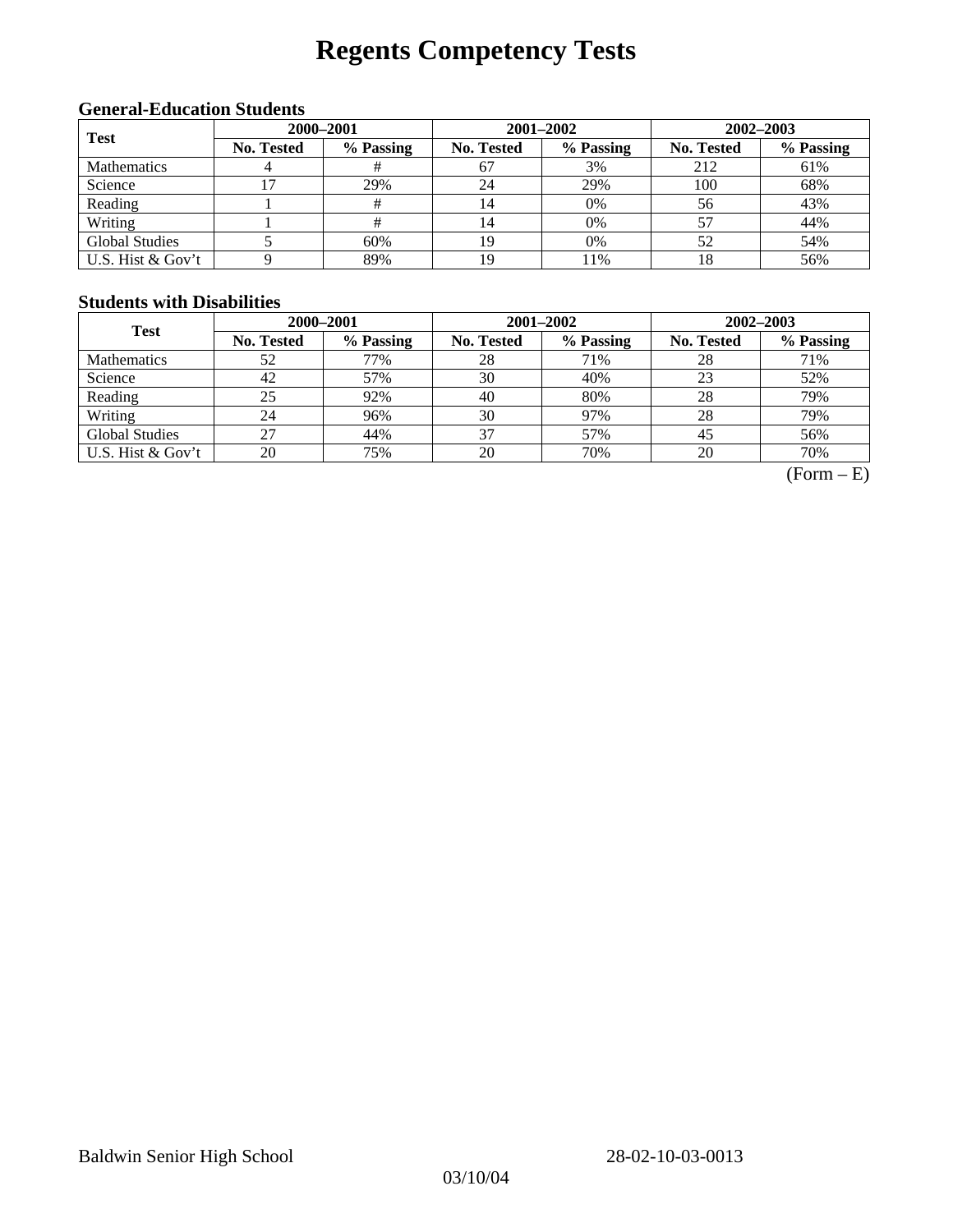# Regents Competency Tests

### General-Education Students

| Test | 2000–2001 | | 2001–2002 | | 2002–2003 | |
|---|---|---|---|---|---|---|
| | No. Tested | % Passing | No. Tested | % Passing | No. Tested | % Passing |
| Mathematics | 4 | # | 67 | 3% | 212 | 61% |
| Science | 17 | 29% | 24 | 29% | 100 | 68% |
| Reading | 1 | # | 14 | 0% | 56 | 43% |
| Writing | 1 | # | 14 | 0% | 57 | 44% |
| Global Studies | 5 | 60% | 19 | 0% | 52 | 54% |
| U.S. Hist & Gov't | 9 | 89% | 19 | 11% | 18 | 56% |

### Students with Disabilities

| Test | 2000–2001 | | 2001–2002 | | 2002–2003 | |
|---|---|---|---|---|---|---|
| | No. Tested | % Passing | No. Tested | % Passing | No. Tested | % Passing |
| Mathematics | 52 | 77% | 28 | 71% | 28 | 71% |
| Science | 42 | 57% | 30 | 40% | 23 | 52% |
| Reading | 25 | 92% | 40 | 80% | 28 | 79% |
| Writing | 24 | 96% | 30 | 97% | 28 | 79% |
| Global Studies | 27 | 44% | 37 | 57% | 45 | 56% |
| U.S. Hist & Gov't | 20 | 75% | 20 | 70% | 20 | 70% |

(Form – E)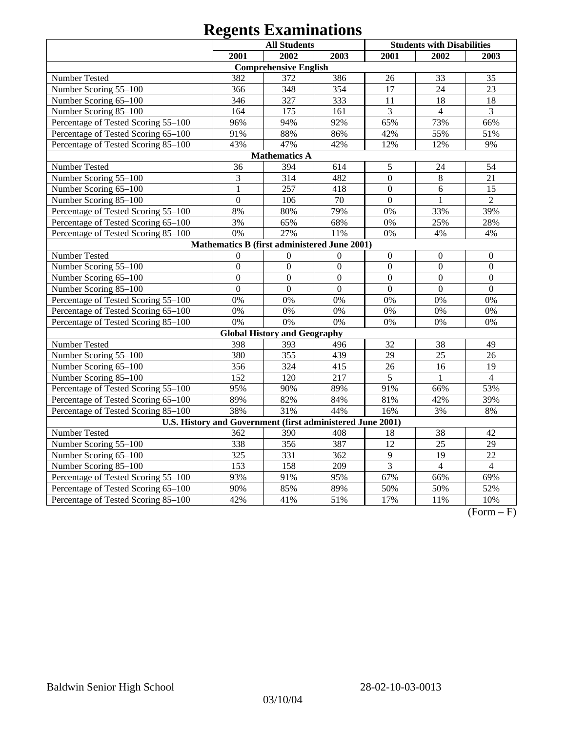# Regents Examinations

| | All Students | | | Students with Disabilities | | |
|---|---|---|---|---|---|---|
| | 2001 | 2002 | 2003 | 2001 | 2002 | 2003 |
| **Comprehensive English** | | | | | | |
| Number Tested | 382 | 372 | 386 | 26 | 33 | 35 |
| Number Scoring 55–100 | 366 | 348 | 354 | 17 | 24 | 23 |
| Number Scoring 65–100 | 346 | 327 | 333 | 11 | 18 | 18 |
| Number Scoring 85–100 | 164 | 175 | 161 | 3 | 4 | 3 |
| Percentage of Tested Scoring 55–100 | 96% | 94% | 92% | 65% | 73% | 66% |
| Percentage of Tested Scoring 65–100 | 91% | 88% | 86% | 42% | 55% | 51% |
| Percentage of Tested Scoring 85–100 | 43% | 47% | 42% | 12% | 12% | 9% |
| **Mathematics A** | | | | | | |
| Number Tested | 36 | 394 | 614 | 5 | 24 | 54 |
| Number Scoring 55–100 | 3 | 314 | 482 | 0 | 8 | 21 |
| Number Scoring 65–100 | 1 | 257 | 418 | 0 | 6 | 15 |
| Number Scoring 85–100 | 0 | 106 | 70 | 0 | 1 | 2 |
| Percentage of Tested Scoring 55–100 | 8% | 80% | 79% | 0% | 33% | 39% |
| Percentage of Tested Scoring 65–100 | 3% | 65% | 68% | 0% | 25% | 28% |
| Percentage of Tested Scoring 85–100 | 0% | 27% | 11% | 0% | 4% | 4% |
| **Mathematics B (first administered June 2001)** | | | | | | |
| Number Tested | 0 | 0 | 0 | 0 | 0 | 0 |
| Number Scoring 55–100 | 0 | 0 | 0 | 0 | 0 | 0 |
| Number Scoring 65–100 | 0 | 0 | 0 | 0 | 0 | 0 |
| Number Scoring 85–100 | 0 | 0 | 0 | 0 | 0 | 0 |
| Percentage of Tested Scoring 55–100 | 0% | 0% | 0% | 0% | 0% | 0% |
| Percentage of Tested Scoring 65–100 | 0% | 0% | 0% | 0% | 0% | 0% |
| Percentage of Tested Scoring 85–100 | 0% | 0% | 0% | 0% | 0% | 0% |
| **Global History and Geography** | | | | | | |
| Number Tested | 398 | 393 | 496 | 32 | 38 | 49 |
| Number Scoring 55–100 | 380 | 355 | 439 | 29 | 25 | 26 |
| Number Scoring 65–100 | 356 | 324 | 415 | 26 | 16 | 19 |
| Number Scoring 85–100 | 152 | 120 | 217 | 5 | 1 | 4 |
| Percentage of Tested Scoring 55–100 | 95% | 90% | 89% | 91% | 66% | 53% |
| Percentage of Tested Scoring 65–100 | 89% | 82% | 84% | 81% | 42% | 39% |
| Percentage of Tested Scoring 85–100 | 38% | 31% | 44% | 16% | 3% | 8% |
| **U.S. History and Government (first administered June 2001)** | | | | | | |
| Number Tested | 362 | 390 | 408 | 18 | 38 | 42 |
| Number Scoring 55–100 | 338 | 356 | 387 | 12 | 25 | 29 |
| Number Scoring 65–100 | 325 | 331 | 362 | 9 | 19 | 22 |
| Number Scoring 85–100 | 153 | 158 | 209 | 3 | 4 | 4 |
| Percentage of Tested Scoring 55–100 | 93% | 91% | 95% | 67% | 66% | 69% |
| Percentage of Tested Scoring 65–100 | 90% | 85% | 89% | 50% | 50% | 52% |
| Percentage of Tested Scoring 85–100 | 42% | 41% | 51% | 17% | 11% | 10% |

(Form – F)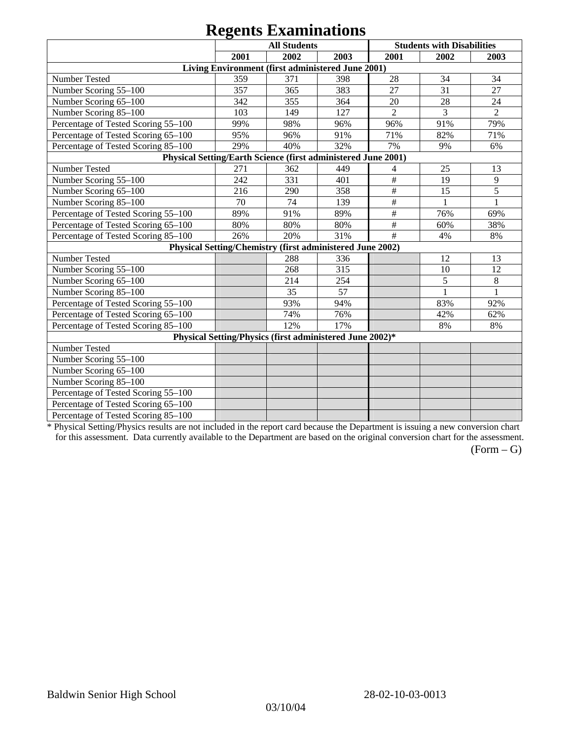# Regents Examinations

| | All Students | | | Students with Disabilities | | |
|---|---|---|---|---|---|---|
| | 2001 | 2002 | 2003 | 2001 | 2002 | 2003 |
| **Living Environment (first administered June 2001)** | | | | | | |
| Number Tested | 359 | 371 | 398 | 28 | 34 | 34 |
| Number Scoring 55–100 | 357 | 365 | 383 | 27 | 31 | 27 |
| Number Scoring 65–100 | 342 | 355 | 364 | 20 | 28 | 24 |
| Number Scoring 85–100 | 103 | 149 | 127 | 2 | 3 | 2 |
| Percentage of Tested Scoring 55–100 | 99% | 98% | 96% | 96% | 91% | 79% |
| Percentage of Tested Scoring 65–100 | 95% | 96% | 91% | 71% | 82% | 71% |
| Percentage of Tested Scoring 85–100 | 29% | 40% | 32% | 7% | 9% | 6% |
| **Physical Setting/Earth Science (first administered June 2001)** | | | | | | |
| Number Tested | 271 | 362 | 449 | 4 | 25 | 13 |
| Number Scoring 55–100 | 242 | 331 | 401 | # | 19 | 9 |
| Number Scoring 65–100 | 216 | 290 | 358 | # | 15 | 5 |
| Number Scoring 85–100 | 70 | 74 | 139 | # | 1 | 1 |
| Percentage of Tested Scoring 55–100 | 89% | 91% | 89% | # | 76% | 69% |
| Percentage of Tested Scoring 65–100 | 80% | 80% | 80% | # | 60% | 38% |
| Percentage of Tested Scoring 85–100 | 26% | 20% | 31% | # | 4% | 8% |
| **Physical Setting/Chemistry (first administered June 2002)** | | | | | | |
| Number Tested | | 288 | 336 | | 12 | 13 |
| Number Scoring 55–100 | | 268 | 315 | | 10 | 12 |
| Number Scoring 65–100 | | 214 | 254 | | 5 | 8 |
| Number Scoring 85–100 | | 35 | 57 | | 1 | 1 |
| Percentage of Tested Scoring 55–100 | | 93% | 94% | | 83% | 92% |
| Percentage of Tested Scoring 65–100 | | 74% | 76% | | 42% | 62% |
| Percentage of Tested Scoring 85–100 | | 12% | 17% | | 8% | 8% |
| **Physical Setting/Physics (first administered June 2002)*** | | | | | | |
| Number Tested | | | | | | |
| Number Scoring 55–100 | | | | | | |
| Number Scoring 65–100 | | | | | | |
| Number Scoring 85–100 | | | | | | |
| Percentage of Tested Scoring 55–100 | | | | | | |
| Percentage of Tested Scoring 65–100 | | | | | | |
| Percentage of Tested Scoring 85–100 | | | | | | |

* Physical Setting/Physics results are not included in the report card because the Department is issuing a new conversion chart for this assessment. Data currently available to the Department are based on the original conversion chart for the assessment.

(Form – G)

Baldwin Senior High School 28-02-10-03-0013

03/10/04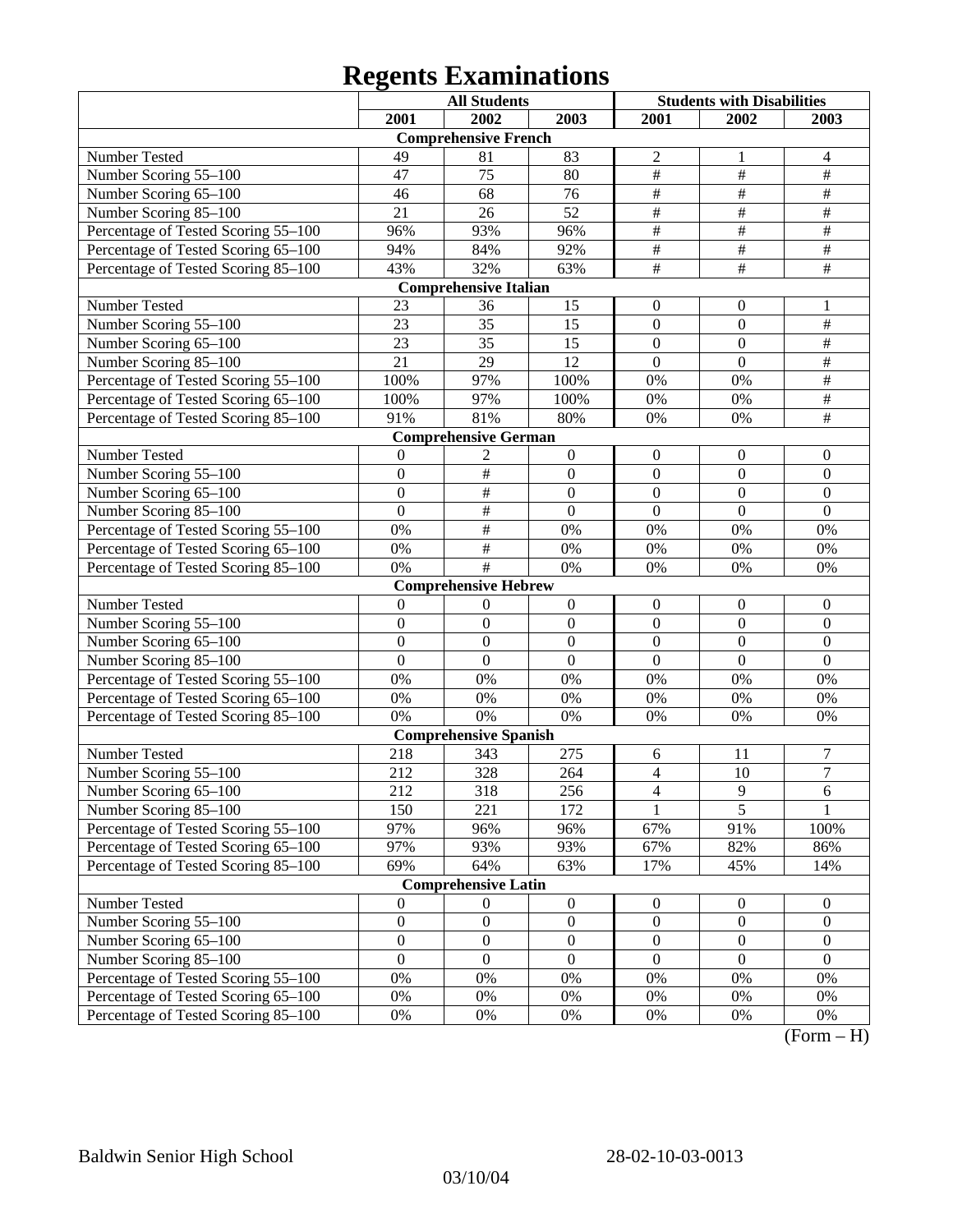# Regents Examinations

| | All Students | | | Students with Disabilities | | |
|---|---|---|---|---|---|---|
| | 2001 | 2002 | 2003 | 2001 | 2002 | 2003 |
| **Comprehensive French** | | | | | | |
| Number Tested | 49 | 81 | 83 | 2 | 1 | 4 |
| Number Scoring 55–100 | 47 | 75 | 80 | # | # | # |
| Number Scoring 65–100 | 46 | 68 | 76 | # | # | # |
| Number Scoring 85–100 | 21 | 26 | 52 | # | # | # |
| Percentage of Tested Scoring 55–100 | 96% | 93% | 96% | # | # | # |
| Percentage of Tested Scoring 65–100 | 94% | 84% | 92% | # | # | # |
| Percentage of Tested Scoring 85–100 | 43% | 32% | 63% | # | # | # |
| **Comprehensive Italian** | | | | | | |
| Number Tested | 23 | 36 | 15 | 0 | 0 | 1 |
| Number Scoring 55–100 | 23 | 35 | 15 | 0 | 0 | # |
| Number Scoring 65–100 | 23 | 35 | 15 | 0 | 0 | # |
| Number Scoring 85–100 | 21 | 29 | 12 | 0 | 0 | # |
| Percentage of Tested Scoring 55–100 | 100% | 97% | 100% | 0% | 0% | # |
| Percentage of Tested Scoring 65–100 | 100% | 97% | 100% | 0% | 0% | # |
| Percentage of Tested Scoring 85–100 | 91% | 81% | 80% | 0% | 0% | # |
| **Comprehensive German** | | | | | | |
| Number Tested | 0 | 2 | 0 | 0 | 0 | 0 |
| Number Scoring 55–100 | 0 | # | 0 | 0 | 0 | 0 |
| Number Scoring 65–100 | 0 | # | 0 | 0 | 0 | 0 |
| Number Scoring 85–100 | 0 | # | 0 | 0 | 0 | 0 |
| Percentage of Tested Scoring 55–100 | 0% | # | 0% | 0% | 0% | 0% |
| Percentage of Tested Scoring 65–100 | 0% | # | 0% | 0% | 0% | 0% |
| Percentage of Tested Scoring 85–100 | 0% | # | 0% | 0% | 0% | 0% |
| **Comprehensive Hebrew** | | | | | | |
| Number Tested | 0 | 0 | 0 | 0 | 0 | 0 |
| Number Scoring 55–100 | 0 | 0 | 0 | 0 | 0 | 0 |
| Number Scoring 65–100 | 0 | 0 | 0 | 0 | 0 | 0 |
| Number Scoring 85–100 | 0 | 0 | 0 | 0 | 0 | 0 |
| Percentage of Tested Scoring 55–100 | 0% | 0% | 0% | 0% | 0% | 0% |
| Percentage of Tested Scoring 65–100 | 0% | 0% | 0% | 0% | 0% | 0% |
| Percentage of Tested Scoring 85–100 | 0% | 0% | 0% | 0% | 0% | 0% |
| **Comprehensive Spanish** | | | | | | |
| Number Tested | 218 | 343 | 275 | 6 | 11 | 7 |
| Number Scoring 55–100 | 212 | 328 | 264 | 4 | 10 | 7 |
| Number Scoring 65–100 | 212 | 318 | 256 | 4 | 9 | 6 |
| Number Scoring 85–100 | 150 | 221 | 172 | 1 | 5 | 1 |
| Percentage of Tested Scoring 55–100 | 97% | 96% | 96% | 67% | 91% | 100% |
| Percentage of Tested Scoring 65–100 | 97% | 93% | 93% | 67% | 82% | 86% |
| Percentage of Tested Scoring 85–100 | 69% | 64% | 63% | 17% | 45% | 14% |
| **Comprehensive Latin** | | | | | | |
| Number Tested | 0 | 0 | 0 | 0 | 0 | 0 |
| Number Scoring 55–100 | 0 | 0 | 0 | 0 | 0 | 0 |
| Number Scoring 65–100 | 0 | 0 | 0 | 0 | 0 | 0 |
| Number Scoring 85–100 | 0 | 0 | 0 | 0 | 0 | 0 |
| Percentage of Tested Scoring 55–100 | 0% | 0% | 0% | 0% | 0% | 0% |
| Percentage of Tested Scoring 65–100 | 0% | 0% | 0% | 0% | 0% | 0% |
| Percentage of Tested Scoring 85–100 | 0% | 0% | 0% | 0% | 0% | 0% |

(Form – H)

Baldwin Senior High School 28-02-10-03-0013

03/10/04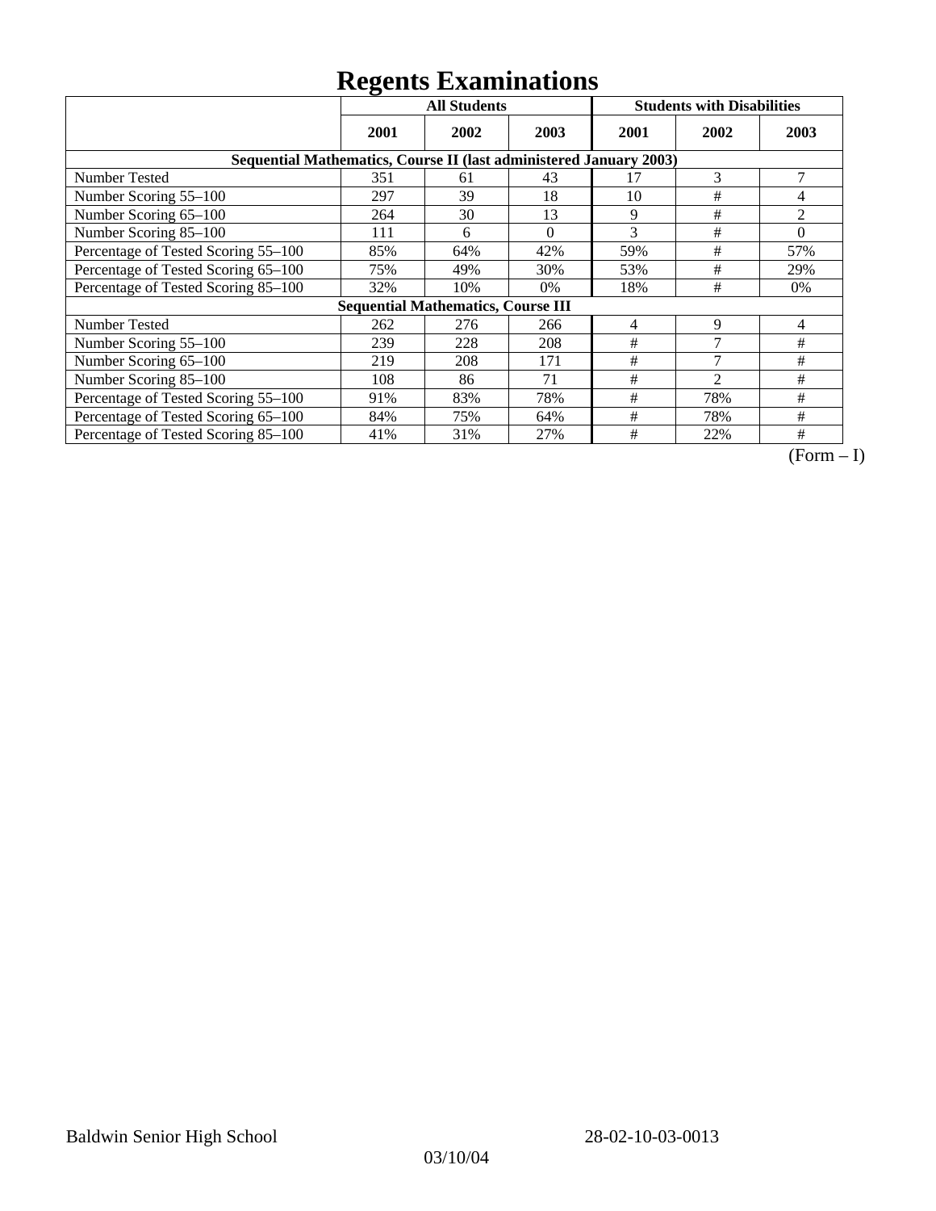# Regents Examinations

| | All Students | | | Students with Disabilities | | |
|---|---|---|---|---|---|---|
| | 2001 | 2002 | 2003 | 2001 | 2002 | 2003 |
| **Sequential Mathematics, Course II (last administered January 2003)** | | | | | | |
| Number Tested | 351 | 61 | 43 | 17 | 3 | 7 |
| Number Scoring 55–100 | 297 | 39 | 18 | 10 | # | 4 |
| Number Scoring 65–100 | 264 | 30 | 13 | 9 | # | 2 |
| Number Scoring 85–100 | 111 | 6 | 0 | 3 | # | 0 |
| Percentage of Tested Scoring 55–100 | 85% | 64% | 42% | 59% | # | 57% |
| Percentage of Tested Scoring 65–100 | 75% | 49% | 30% | 53% | # | 29% |
| Percentage of Tested Scoring 85–100 | 32% | 10% | 0% | 18% | # | 0% |
| **Sequential Mathematics, Course III** | | | | | | |
| Number Tested | 262 | 276 | 266 | 4 | 9 | 4 |
| Number Scoring 55–100 | 239 | 228 | 208 | # | 7 | # |
| Number Scoring 65–100 | 219 | 208 | 171 | # | 7 | # |
| Number Scoring 85–100 | 108 | 86 | 71 | # | 2 | # |
| Percentage of Tested Scoring 55–100 | 91% | 83% | 78% | # | 78% | # |
| Percentage of Tested Scoring 65–100 | 84% | 75% | 64% | # | 78% | # |
| Percentage of Tested Scoring 85–100 | 41% | 31% | 27% | # | 22% | # |

(Form – I)

Baldwin Senior High School 28-02-10-03-0013

03/10/04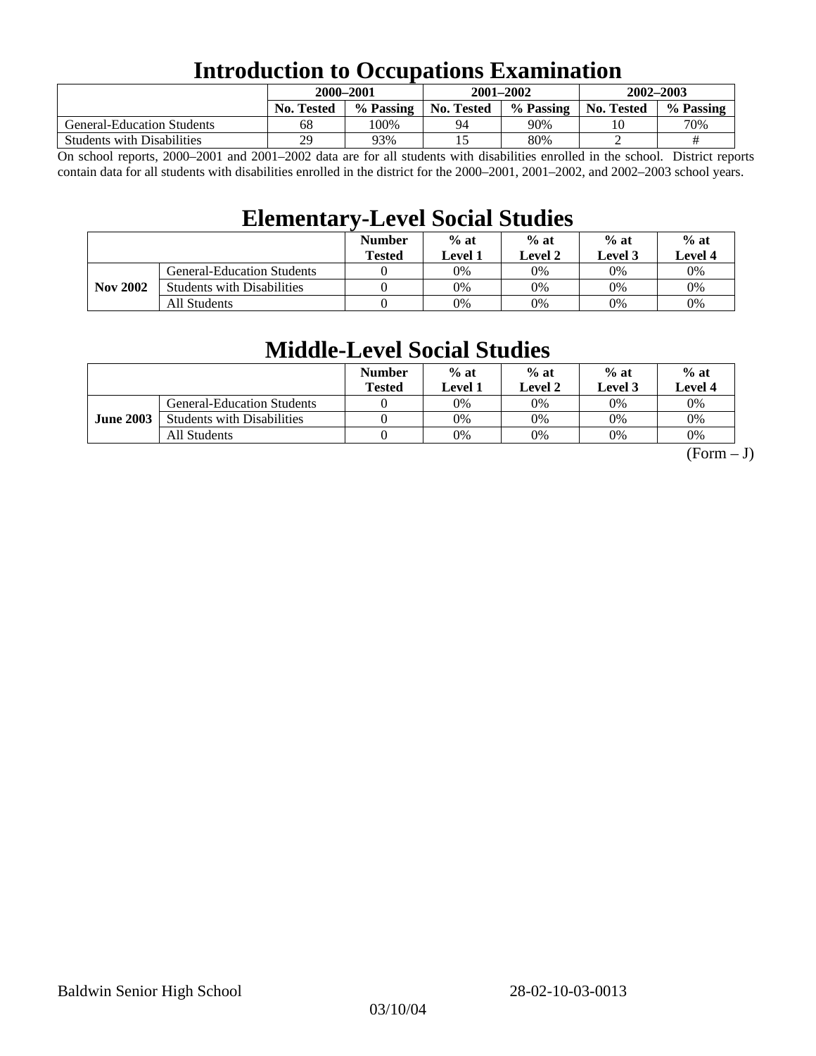# Introduction to Occupations Examination

| | 2000–2001 | | 2001–2002 | | 2002–2003 | |
|---|---|---|---|---|---|---|
| | No. Tested | % Passing | No. Tested | % Passing | No. Tested | % Passing |
| General-Education Students | 68 | 100% | 94 | 90% | 10 | 70% |
| Students with Disabilities | 29 | 93% | 15 | 80% | 2 | # |

On school reports, 2000–2001 and 2001–2002 data are for all students with disabilities enrolled in the school. District reports contain data for all students with disabilities enrolled in the district for the 2000–2001, 2001–2002, and 2002–2003 school years.

# Elementary-Level Social Studies

| | | Number Tested | % at Level 1 | % at Level 2 | % at Level 3 | % at Level 4 |
|---|---|---|---|---|---|---|
| Nov 2002 | General-Education Students | 0 | 0% | 0% | 0% | 0% |
| | Students with Disabilities | 0 | 0% | 0% | 0% | 0% |
| | All Students | 0 | 0% | 0% | 0% | 0% |

# Middle-Level Social Studies

| | | Number Tested | % at Level 1 | % at Level 2 | % at Level 3 | % at Level 4 |
|---|---|---|---|---|---|---|
| June 2003 | General-Education Students | 0 | 0% | 0% | 0% | 0% |
| | Students with Disabilities | 0 | 0% | 0% | 0% | 0% |
| | All Students | 0 | 0% | 0% | 0% | 0% |

(Form – J)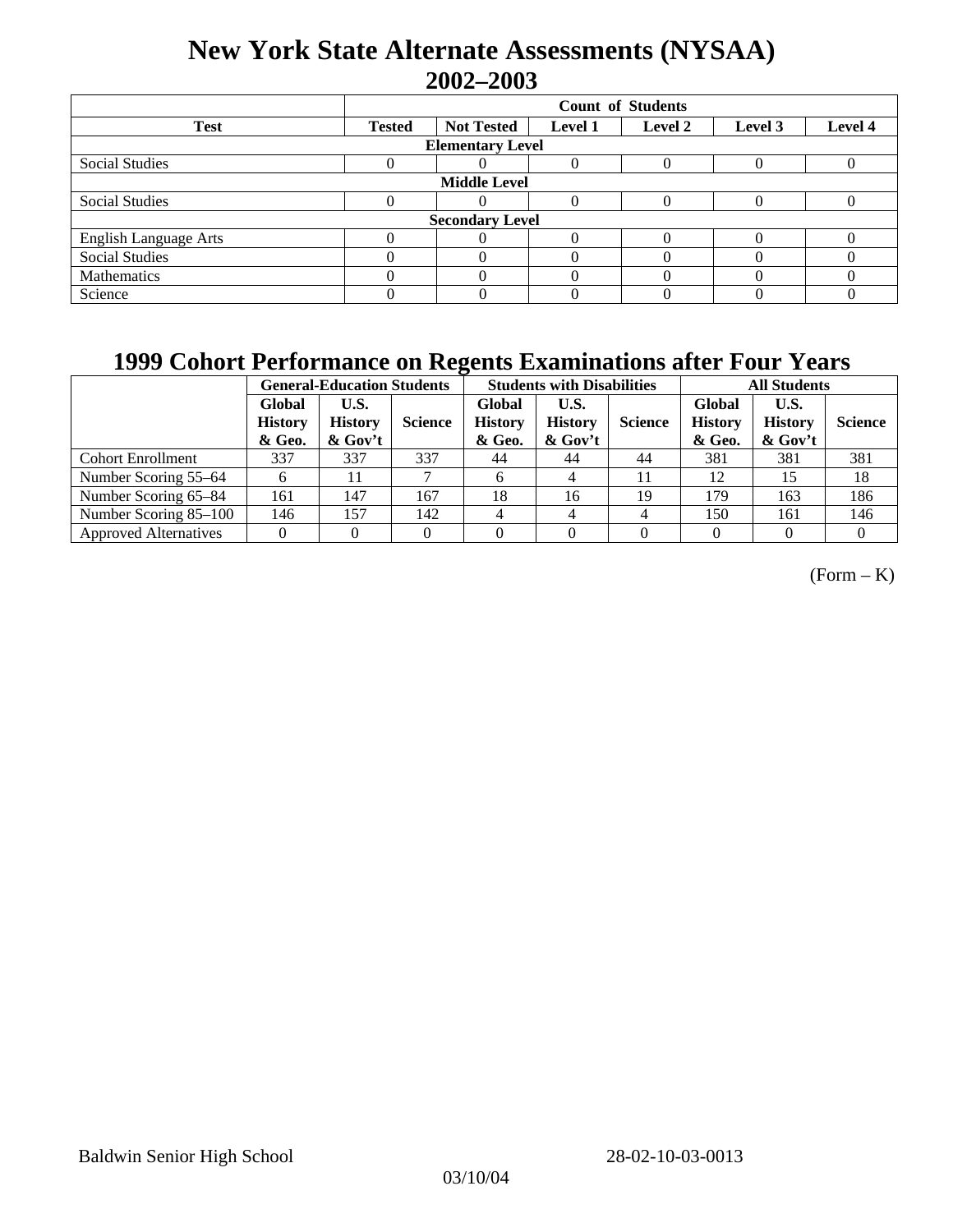# New York State Alternate Assessments (NYSAA) 2002–2003

| | Count of Students | | | | | |
|---|---|---|---|---|---|---|
| **Test** | **Tested** | **Not Tested** | **Level 1** | **Level 2** | **Level 3** | **Level 4** |
| **Elementary Level** | | | | | | |
| Social Studies | 0 | 0 | 0 | 0 | 0 | 0 |
| **Middle Level** | | | | | | |
| Social Studies | 0 | 0 | 0 | 0 | 0 | 0 |
| **Secondary Level** | | | | | | |
| English Language Arts | 0 | 0 | 0 | 0 | 0 | 0 |
| Social Studies | 0 | 0 | 0 | 0 | 0 | 0 |
| Mathematics | 0 | 0 | 0 | 0 | 0 | 0 |
| Science | 0 | 0 | 0 | 0 | 0 | 0 |

# 1999 Cohort Performance on Regents Examinations after Four Years

| | General-Education Students | | | Students with Disabilities | | | All Students | | |
|---|---|---|---|---|---|---|---|---|---|
| | **Global History & Geo.** | **U.S. History & Gov't** | **Science** | **Global History & Geo.** | **U.S. History & Gov't** | **Science** | **Global History & Geo.** | **U.S. History & Gov't** | **Science** |
| Cohort Enrollment | 337 | 337 | 337 | 44 | 44 | 44 | 381 | 381 | 381 |
| Number Scoring 55–64 | 6 | 11 | 7 | 6 | 4 | 11 | 12 | 15 | 18 |
| Number Scoring 65–84 | 161 | 147 | 167 | 18 | 16 | 19 | 179 | 163 | 186 |
| Number Scoring 85–100 | 146 | 157 | 142 | 4 | 4 | 4 | 150 | 161 | 146 |
| Approved Alternatives | 0 | 0 | 0 | 0 | 0 | 0 | 0 | 0 | 0 |

(Form – K)